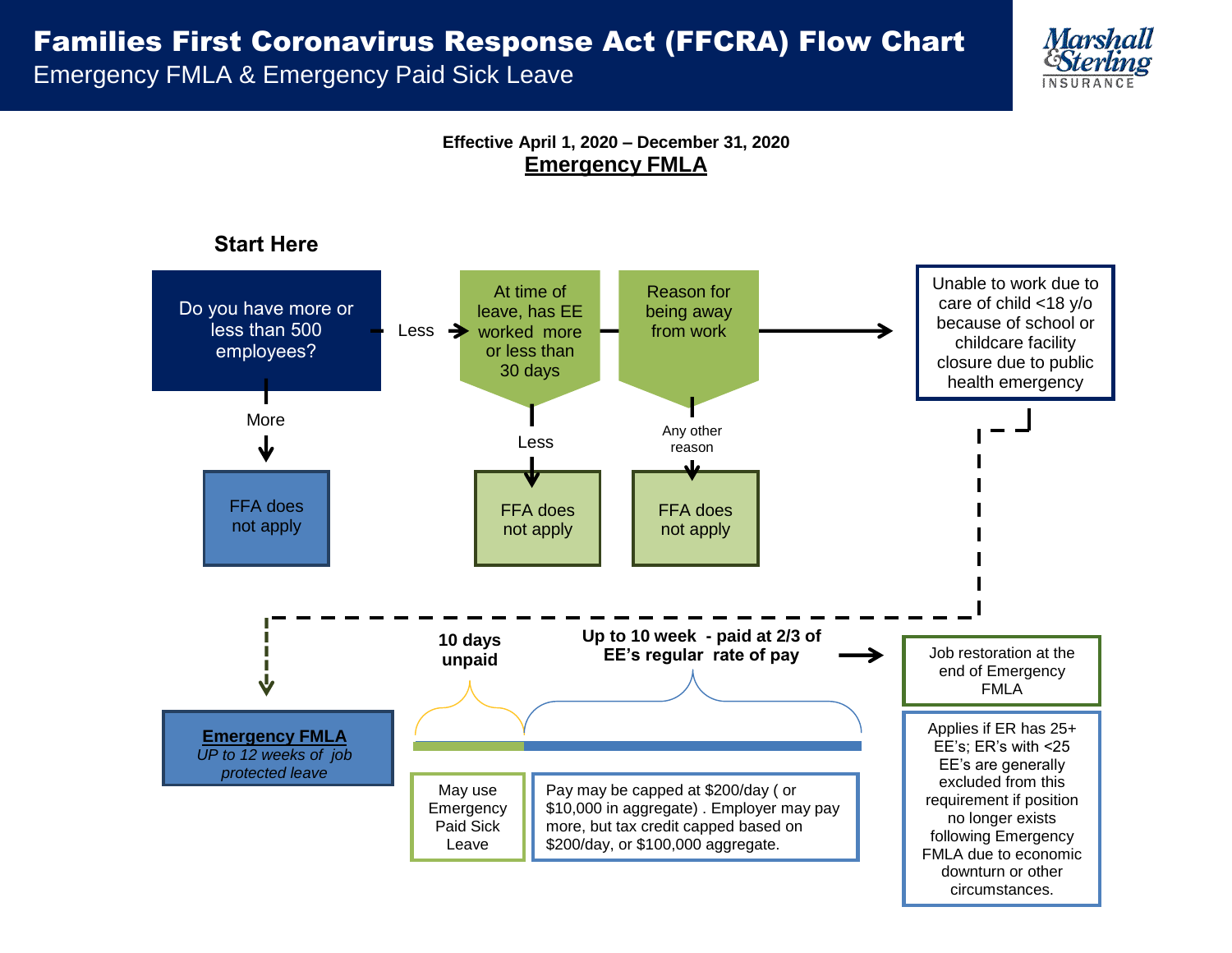# Families First Coronavirus Response Act (FFCRA) Flow Chart

Emergency FMLA & Emergency Paid Sick Leave

**Effective April 1, 2020 – December 31, 2020**

## Emergency FMLA

**Start Here**

Do you have more or less than 500 employees?

- More → FFA does not apply
- Less → At time of leave, has EE worked more or less than 30 days
  - Less → FFA does not apply
  - More → Reason for being away from work
    - Any other reason → FFA does not apply
    - Unable to work due to care of child <18 y/o because of school or childcare facility closure due to public health emergency → **Emergency FMLA** *UP to 12 weeks of job protected leave*

**10 days unpaid**

May use Emergency Paid Sick Leave

**Up to 10 week - paid at 2/3 of EE's regular rate of pay**

Pay may be capped at $200/day ( or $10,000 in aggregate) . Employer may pay more, but tax credit capped based on $200/day, or $100,000 aggregate.

→ Job restoration at the end of Emergency FMLA

Applies if ER has 25+ EE's; ER's with <25 EE's are generally excluded from this requirement if position no longer exists following Emergency FMLA due to economic downturn or other circumstances.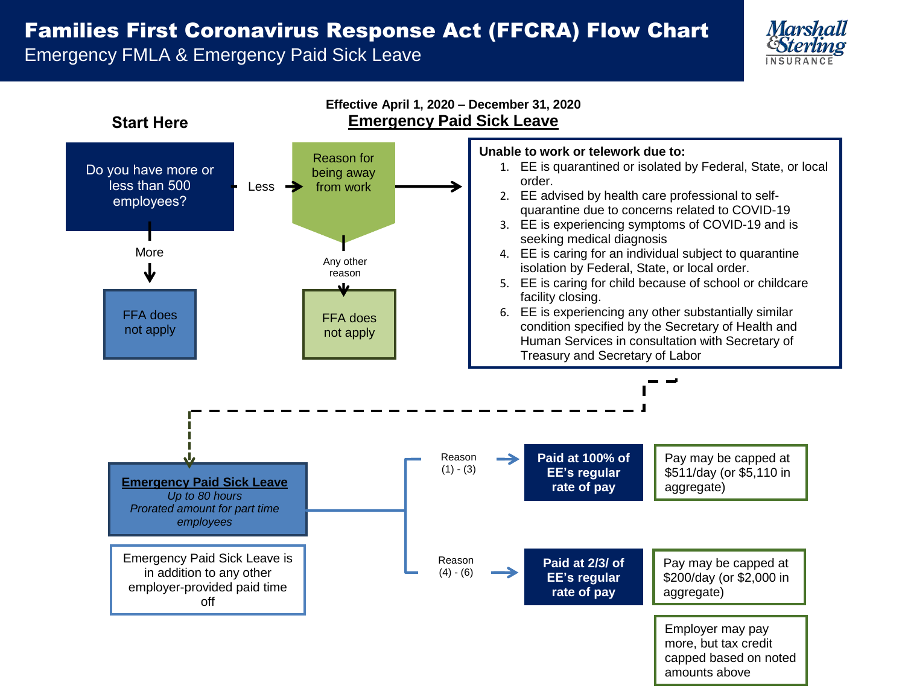# Families First Coronavirus Response Act (FFCRA) Flow Chart

Emergency FMLA & Emergency Paid Sick Leave

**Effective April 1, 2020 – December 31, 2020**

## Emergency Paid Sick Leave

**Start Here**

Do you have more or less than 500 employees?

Less → Reason for being away from work

More → FFA does not apply

Reason for being away from work → Any other reason → FFA does not apply

**Unable to work or telework due to:**

1. EE is quarantined or isolated by Federal, State, or local order.
2. EE advised by health care professional to self-quarantine due to concerns related to COVID-19
3. EE is experiencing symptoms of COVID-19 and is seeking medical diagnosis
4. EE is caring for an individual subject to quarantine isolation by Federal, State, or local order.
5. EE is caring for child because of school or childcare facility closing.
6. EE is experiencing any other substantially similar condition specified by the Secretary of Health and Human Services in consultation with Secretary of Treasury and Secretary of Labor

**Emergency Paid Sick Leave**

*Up to 80 hours*

*Prorated amount for part time employees*

Emergency Paid Sick Leave is in addition to any other employer-provided paid time off

Reason (1) - (3) → **Paid at 100% of EE's regular rate of pay**

Pay may be capped at $511/day (or $5,110 in aggregate)

Reason (4) - (6) → **Paid at 2/3/ of EE's regular rate of pay**

Pay may be capped at $200/day (or $2,000 in aggregate)

Employer may pay more, but tax credit capped based on noted amounts above